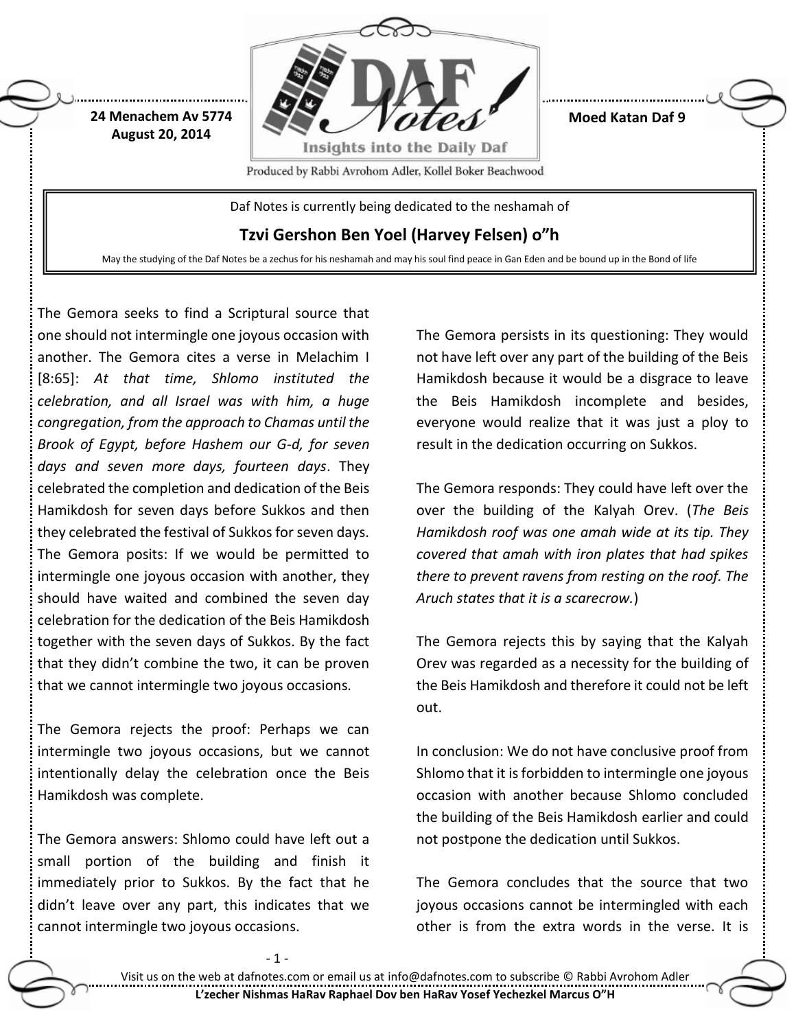24 Menachem Av 5774
August 20, 2014

Moed Katan Daf 9

Produced by Rabbi Avrohom Adler, Kollel Boker Beachwood

Daf Notes is currently being dedicated to the neshamah of

**Tzvi Gershon Ben Yoel (Harvey Felsen) o"h**

May the studying of the Daf Notes be a zechus for his neshamah and may his soul find peace in Gan Eden and be bound up in the Bond of life

The Gemora seeks to find a Scriptural source that one should not intermingle one joyous occasion with another. The Gemora cites a verse in Melachim I [8:65]: *At that time, Shlomo instituted the celebration, and all Israel was with him, a huge congregation, from the approach to Chamas until the Brook of Egypt, before Hashem our G-d, for seven days and seven more days, fourteen days*. They celebrated the completion and dedication of the Beis Hamikdosh for seven days before Sukkos and then they celebrated the festival of Sukkos for seven days. The Gemora posits: If we would be permitted to intermingle one joyous occasion with another, they should have waited and combined the seven day celebration for the dedication of the Beis Hamikdosh together with the seven days of Sukkos. By the fact that they didn't combine the two, it can be proven that we cannot intermingle two joyous occasions.

The Gemora rejects the proof: Perhaps we can intermingle two joyous occasions, but we cannot intentionally delay the celebration once the Beis Hamikdosh was complete.

The Gemora answers: Shlomo could have left out a small portion of the building and finish it immediately prior to Sukkos. By the fact that he didn't leave over any part, this indicates that we cannot intermingle two joyous occasions.

The Gemora persists in its questioning: They would not have left over any part of the building of the Beis Hamikdosh because it would be a disgrace to leave the Beis Hamikdosh incomplete and besides, everyone would realize that it was just a ploy to result in the dedication occurring on Sukkos.

The Gemora responds: They could have left over the over the building of the Kalyah Orev. (*The Beis Hamikdosh roof was one amah wide at its tip. They covered that amah with iron plates that had spikes there to prevent ravens from resting on the roof. The Aruch states that it is a scarecrow.*)

The Gemora rejects this by saying that the Kalyah Orev was regarded as a necessity for the building of the Beis Hamikdosh and therefore it could not be left out.

In conclusion: We do not have conclusive proof from Shlomo that it is forbidden to intermingle one joyous occasion with another because Shlomo concluded the building of the Beis Hamikdosh earlier and could not postpone the dedication until Sukkos.

The Gemora concludes that the source that two joyous occasions cannot be intermingled with each other is from the extra words in the verse. It is

Visit us on the web at dafnotes.com or email us at info@dafnotes.com to subscribe © Rabbi Avrohom Adler

L'zecher Nishmas HaRav Raphael Dov ben HaRav Yosef Yechezkel Marcus O"H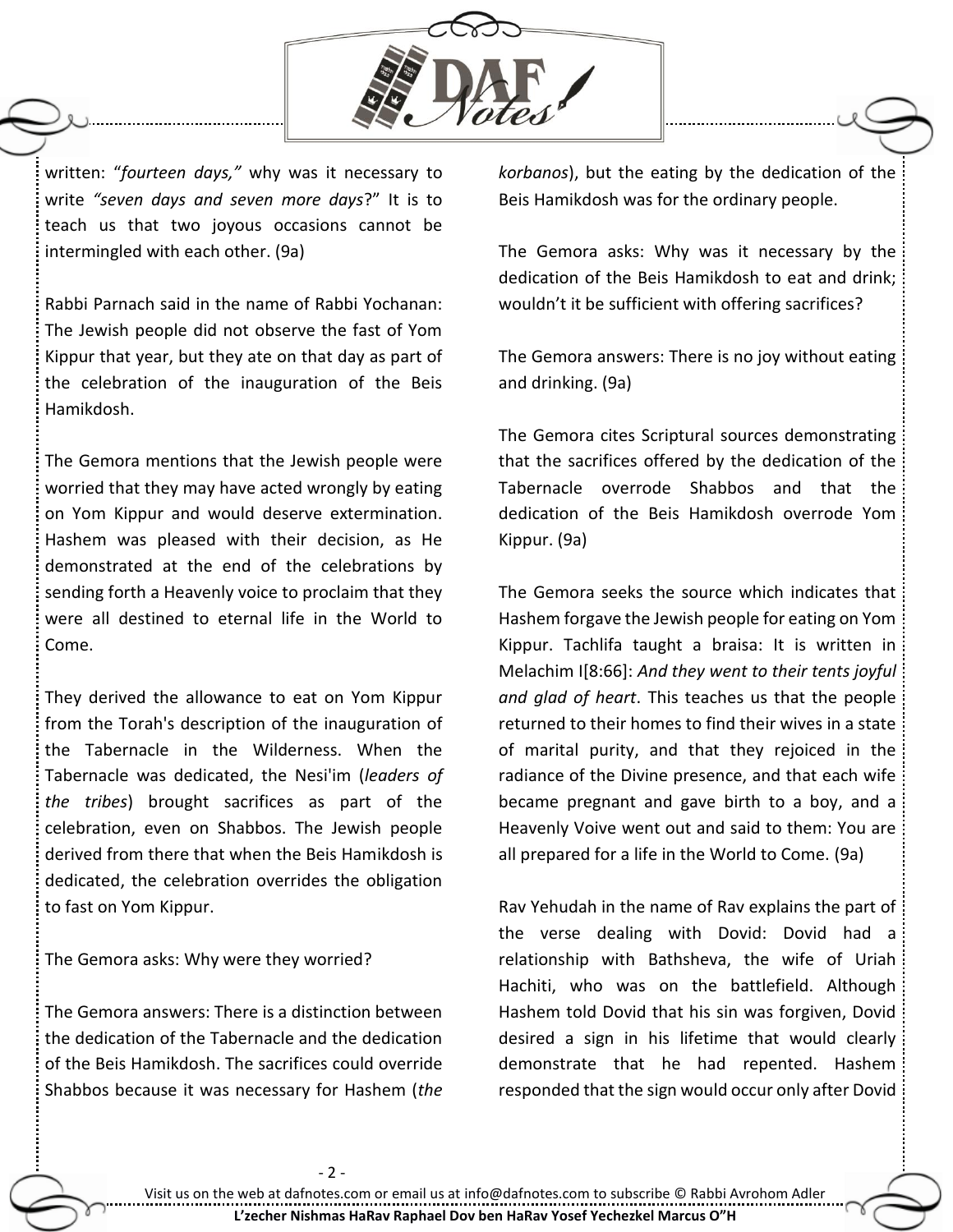written: "*fourteen days,"* why was it necessary to write *"seven days and seven more days*?" It is to teach us that two joyous occasions cannot be intermingled with each other. (9a)

Rabbi Parnach said in the name of Rabbi Yochanan: The Jewish people did not observe the fast of Yom Kippur that year, but they ate on that day as part of the celebration of the inauguration of the Beis Hamikdosh.

The Gemora mentions that the Jewish people were worried that they may have acted wrongly by eating on Yom Kippur and would deserve extermination. Hashem was pleased with their decision, as He demonstrated at the end of the celebrations by sending forth a Heavenly voice to proclaim that they were all destined to eternal life in the World to Come.

They derived the allowance to eat on Yom Kippur from the Torah's description of the inauguration of the Tabernacle in the Wilderness. When the Tabernacle was dedicated, the Nesi'im (*leaders of the tribes*) brought sacrifices as part of the celebration, even on Shabbos. The Jewish people derived from there that when the Beis Hamikdosh is dedicated, the celebration overrides the obligation to fast on Yom Kippur.

The Gemora asks: Why were they worried?

The Gemora answers: There is a distinction between the dedication of the Tabernacle and the dedication of the Beis Hamikdosh. The sacrifices could override Shabbos because it was necessary for Hashem (*the korbanos*), but the eating by the dedication of the Beis Hamikdosh was for the ordinary people.

The Gemora asks: Why was it necessary by the dedication of the Beis Hamikdosh to eat and drink; wouldn't it be sufficient with offering sacrifices?

The Gemora answers: There is no joy without eating and drinking. (9a)

The Gemora cites Scriptural sources demonstrating that the sacrifices offered by the dedication of the Tabernacle overrode Shabbos and that the dedication of the Beis Hamikdosh overrode Yom Kippur. (9a)

The Gemora seeks the source which indicates that Hashem forgave the Jewish people for eating on Yom Kippur. Tachlifa taught a braisa: It is written in Melachim I[8:66]: *And they went to their tents joyful and glad of heart*. This teaches us that the people returned to their homes to find their wives in a state of marital purity, and that they rejoiced in the radiance of the Divine presence, and that each wife became pregnant and gave birth to a boy, and a Heavenly Voive went out and said to them: You are all prepared for a life in the World to Come. (9a)

Rav Yehudah in the name of Rav explains the part of the verse dealing with Dovid: Dovid had a relationship with Bathsheva, the wife of Uriah Hachiti, who was on the battlefield. Although Hashem told Dovid that his sin was forgiven, Dovid desired a sign in his lifetime that would clearly demonstrate that he had repented. Hashem responded that the sign would occur only after Dovid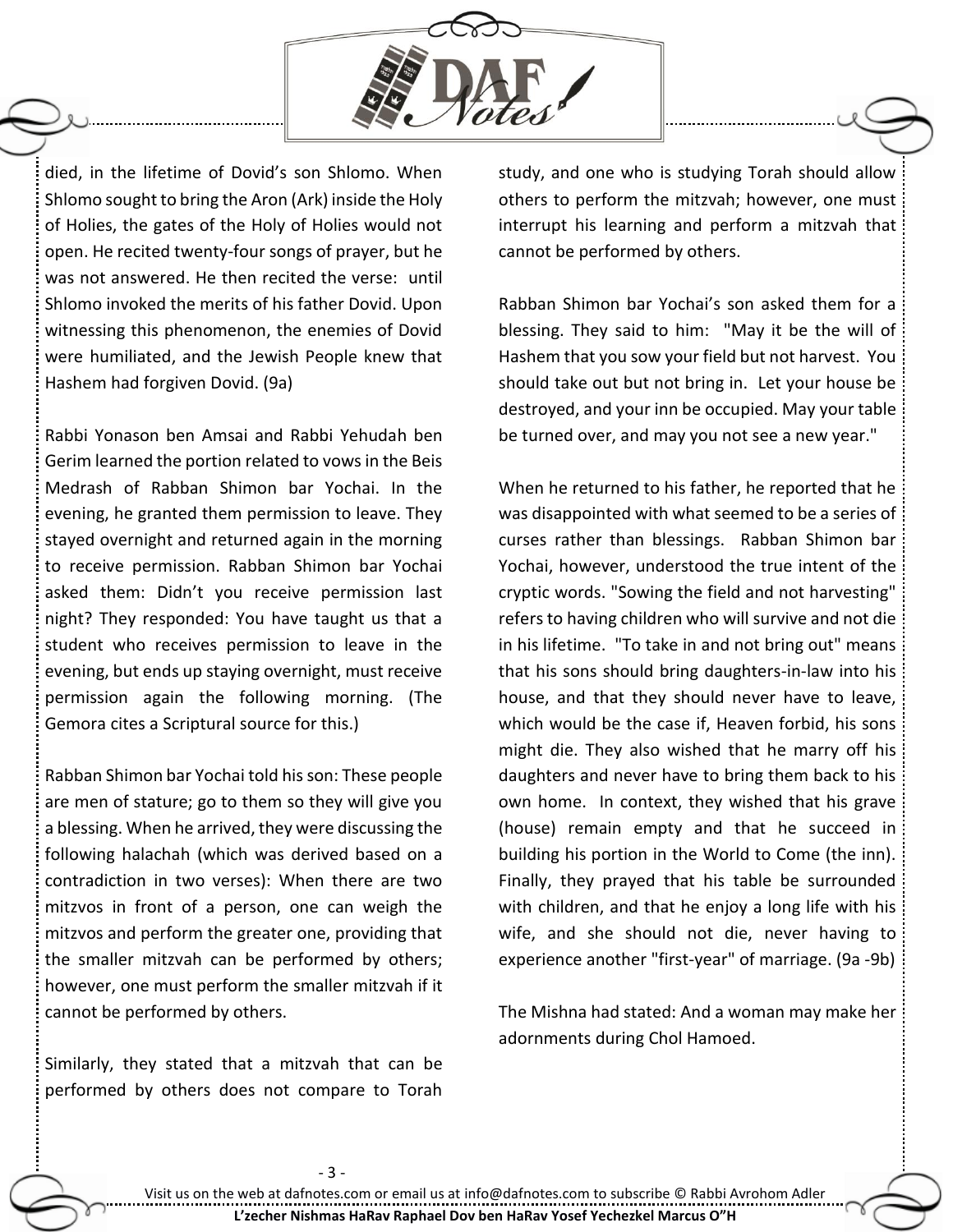died, in the lifetime of Dovid's son Shlomo. When Shlomo sought to bring the Aron (Ark) inside the Holy of Holies, the gates of the Holy of Holies would not open. He recited twenty-four songs of prayer, but he was not answered. He then recited the verse: until Shlomo invoked the merits of his father Dovid. Upon witnessing this phenomenon, the enemies of Dovid were humiliated, and the Jewish People knew that Hashem had forgiven Dovid. (9a)

Rabbi Yonason ben Amsai and Rabbi Yehudah ben Gerim learned the portion related to vows in the Beis Medrash of Rabban Shimon bar Yochai. In the evening, he granted them permission to leave. They stayed overnight and returned again in the morning to receive permission. Rabban Shimon bar Yochai asked them: Didn't you receive permission last night? They responded: You have taught us that a student who receives permission to leave in the evening, but ends up staying overnight, must receive permission again the following morning. (The Gemora cites a Scriptural source for this.)

Rabban Shimon bar Yochai told his son: These people are men of stature; go to them so they will give you a blessing. When he arrived, they were discussing the following halachah (which was derived based on a contradiction in two verses): When there are two mitzvos in front of a person, one can weigh the mitzvos and perform the greater one, providing that the smaller mitzvah can be performed by others; however, one must perform the smaller mitzvah if it cannot be performed by others.

Similarly, they stated that a mitzvah that can be performed by others does not compare to Torah study, and one who is studying Torah should allow others to perform the mitzvah; however, one must interrupt his learning and perform a mitzvah that cannot be performed by others.

Rabban Shimon bar Yochai's son asked them for a blessing. They said to him: "May it be the will of Hashem that you sow your field but not harvest. You should take out but not bring in. Let your house be destroyed, and your inn be occupied. May your table be turned over, and may you not see a new year."

When he returned to his father, he reported that he was disappointed with what seemed to be a series of curses rather than blessings. Rabban Shimon bar Yochai, however, understood the true intent of the cryptic words. "Sowing the field and not harvesting" refers to having children who will survive and not die in his lifetime. "To take in and not bring out" means that his sons should bring daughters-in-law into his house, and that they should never have to leave, which would be the case if, Heaven forbid, his sons might die. They also wished that he marry off his daughters and never have to bring them back to his own home. In context, they wished that his grave (house) remain empty and that he succeed in building his portion in the World to Come (the inn). Finally, they prayed that his table be surrounded with children, and that he enjoy a long life with his wife, and she should not die, never having to experience another "first-year" of marriage. (9a -9b)

The Mishna had stated: And a woman may make her adornments during Chol Hamoed.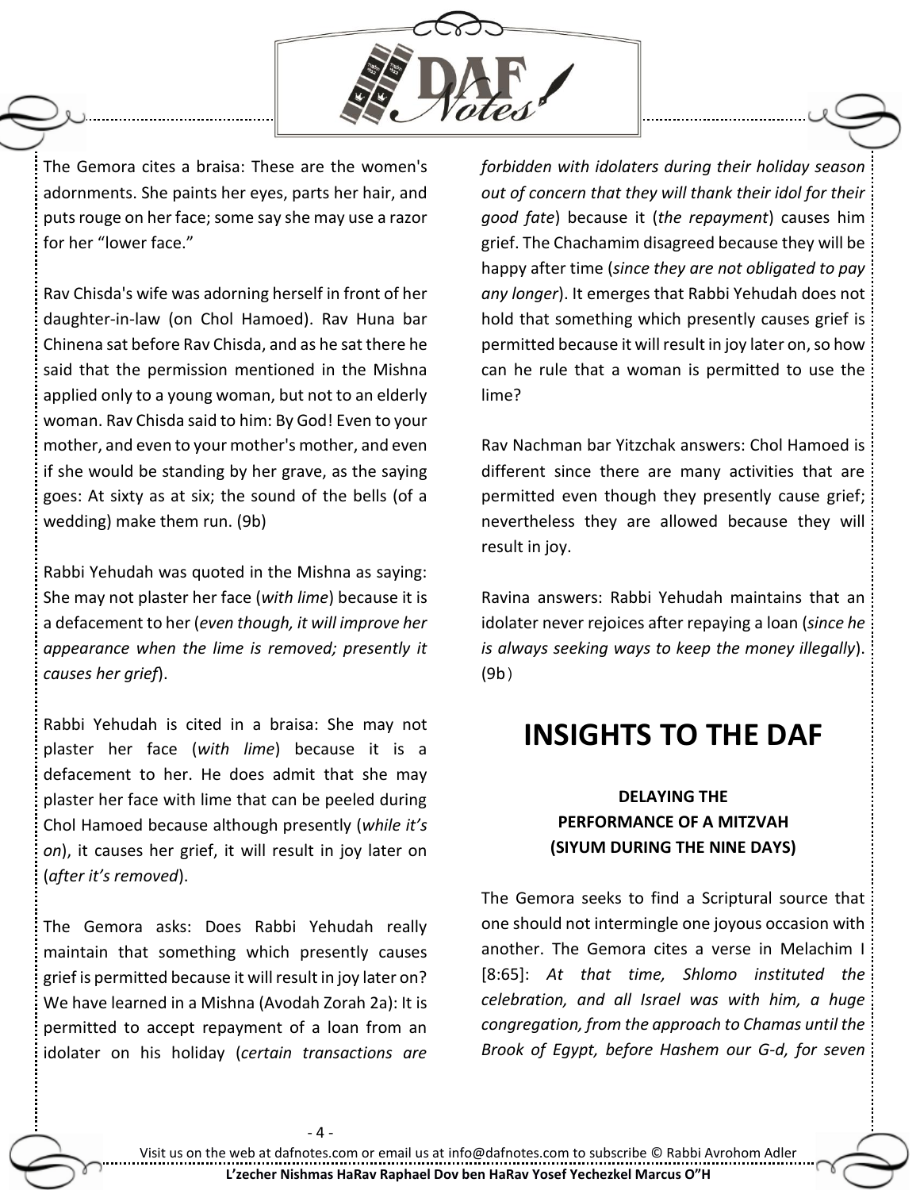The Gemora cites a braisa: These are the women's adornments. She paints her eyes, parts her hair, and puts rouge on her face; some say she may use a razor for her "lower face."

Rav Chisda's wife was adorning herself in front of her daughter-in-law (on Chol Hamoed). Rav Huna bar Chinena sat before Rav Chisda, and as he sat there he said that the permission mentioned in the Mishna applied only to a young woman, but not to an elderly woman. Rav Chisda said to him: By God! Even to your mother, and even to your mother's mother, and even if she would be standing by her grave, as the saying goes: At sixty as at six; the sound of the bells (of a wedding) make them run. (9b)

Rabbi Yehudah was quoted in the Mishna as saying: She may not plaster her face (*with lime*) because it is a defacement to her (*even though, it will improve her appearance when the lime is removed; presently it causes her grief*).

Rabbi Yehudah is cited in a braisa: She may not plaster her face (*with lime*) because it is a defacement to her. He does admit that she may plaster her face with lime that can be peeled during Chol Hamoed because although presently (*while it's on*), it causes her grief, it will result in joy later on (*after it's removed*).

The Gemora asks: Does Rabbi Yehudah really maintain that something which presently causes grief is permitted because it will result in joy later on? We have learned in a Mishna (Avodah Zorah 2a): It is permitted to accept repayment of a loan from an idolater on his holiday (*certain transactions are forbidden with idolaters during their holiday season out of concern that they will thank their idol for their good fate*) because it (*the repayment*) causes him grief. The Chachamim disagreed because they will be happy after time (*since they are not obligated to pay any longer*). It emerges that Rabbi Yehudah does not hold that something which presently causes grief is permitted because it will result in joy later on, so how can he rule that a woman is permitted to use the lime?

Rav Nachman bar Yitzchak answers: Chol Hamoed is different since there are many activities that are permitted even though they presently cause grief; nevertheless they are allowed because they will result in joy.

Ravina answers: Rabbi Yehudah maintains that an idolater never rejoices after repaying a loan (*since he is always seeking ways to keep the money illegally*). (9b)

# INSIGHTS TO THE DAF

### DELAYING THE PERFORMANCE OF A MITZVAH (SIYUM DURING THE NINE DAYS)

The Gemora seeks to find a Scriptural source that one should not intermingle one joyous occasion with another. The Gemora cites a verse in Melachim I [8:65]: *At that time, Shlomo instituted the celebration, and all Israel was with him, a huge congregation, from the approach to Chamas until the Brook of Egypt, before Hashem our G-d, for seven*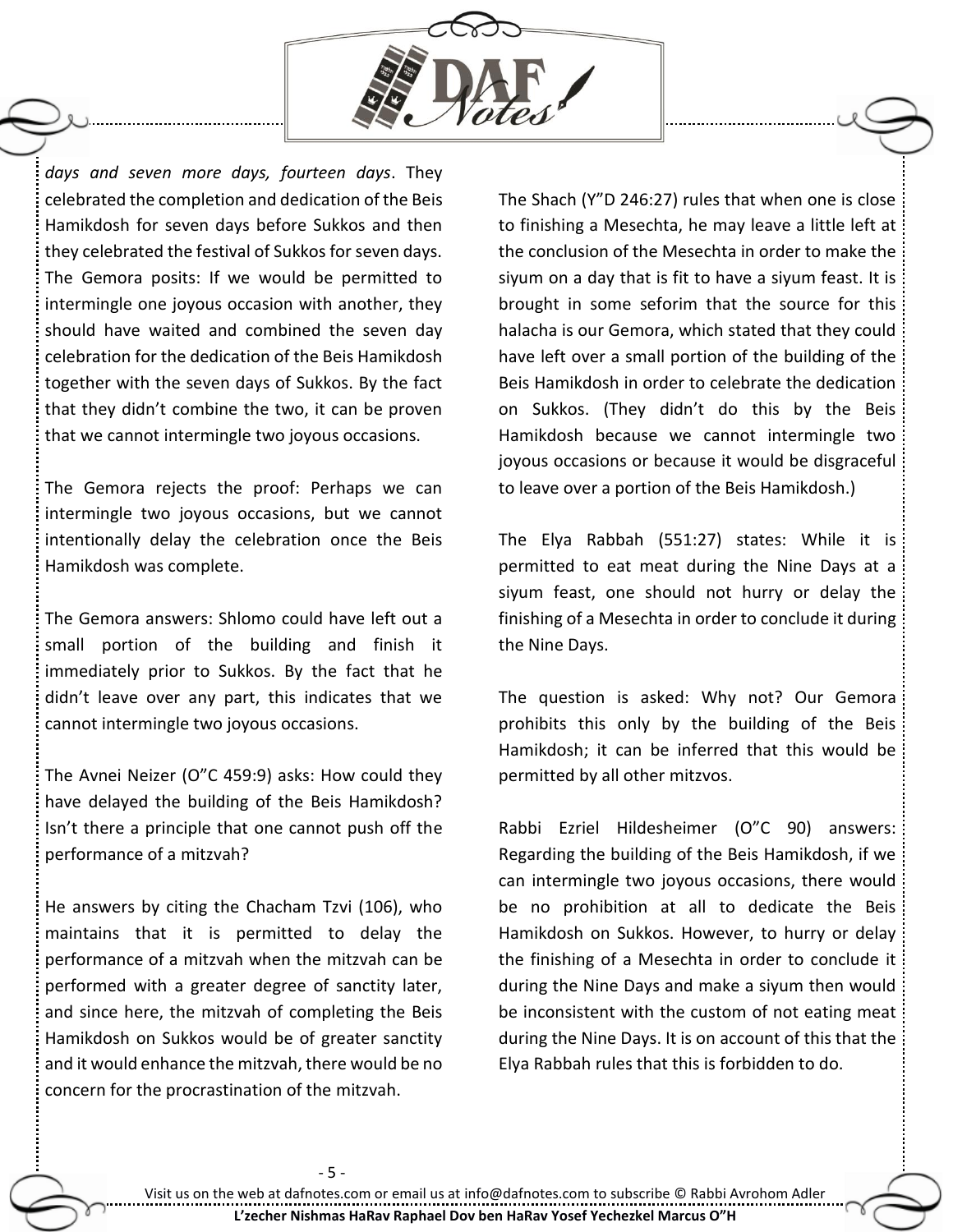*days and seven more days, fourteen days*. They celebrated the completion and dedication of the Beis Hamikdosh for seven days before Sukkos and then they celebrated the festival of Sukkos for seven days. The Gemora posits: If we would be permitted to intermingle one joyous occasion with another, they should have waited and combined the seven day celebration for the dedication of the Beis Hamikdosh together with the seven days of Sukkos. By the fact that they didn't combine the two, it can be proven that we cannot intermingle two joyous occasions.

The Gemora rejects the proof: Perhaps we can intermingle two joyous occasions, but we cannot intentionally delay the celebration once the Beis Hamikdosh was complete.

The Gemora answers: Shlomo could have left out a small portion of the building and finish it immediately prior to Sukkos. By the fact that he didn't leave over any part, this indicates that we cannot intermingle two joyous occasions.

The Avnei Neizer (O"C 459:9) asks: How could they have delayed the building of the Beis Hamikdosh? Isn't there a principle that one cannot push off the performance of a mitzvah?

He answers by citing the Chacham Tzvi (106), who maintains that it is permitted to delay the performance of a mitzvah when the mitzvah can be performed with a greater degree of sanctity later, and since here, the mitzvah of completing the Beis Hamikdosh on Sukkos would be of greater sanctity and it would enhance the mitzvah, there would be no concern for the procrastination of the mitzvah.

The Shach (Y"D 246:27) rules that when one is close to finishing a Mesechta, he may leave a little left at the conclusion of the Mesechta in order to make the siyum on a day that is fit to have a siyum feast. It is brought in some seforim that the source for this halacha is our Gemora, which stated that they could have left over a small portion of the building of the Beis Hamikdosh in order to celebrate the dedication on Sukkos. (They didn't do this by the Beis Hamikdosh because we cannot intermingle two joyous occasions or because it would be disgraceful to leave over a portion of the Beis Hamikdosh.)

The Elya Rabbah (551:27) states: While it is permitted to eat meat during the Nine Days at a siyum feast, one should not hurry or delay the finishing of a Mesechta in order to conclude it during the Nine Days.

The question is asked: Why not? Our Gemora prohibits this only by the building of the Beis Hamikdosh; it can be inferred that this would be permitted by all other mitzvos.

Rabbi Ezriel Hildesheimer (O"C 90) answers: Regarding the building of the Beis Hamikdosh, if we can intermingle two joyous occasions, there would be no prohibition at all to dedicate the Beis Hamikdosh on Sukkos. However, to hurry or delay the finishing of a Mesechta in order to conclude it during the Nine Days and make a siyum then would be inconsistent with the custom of not eating meat during the Nine Days. It is on account of this that the Elya Rabbah rules that this is forbidden to do.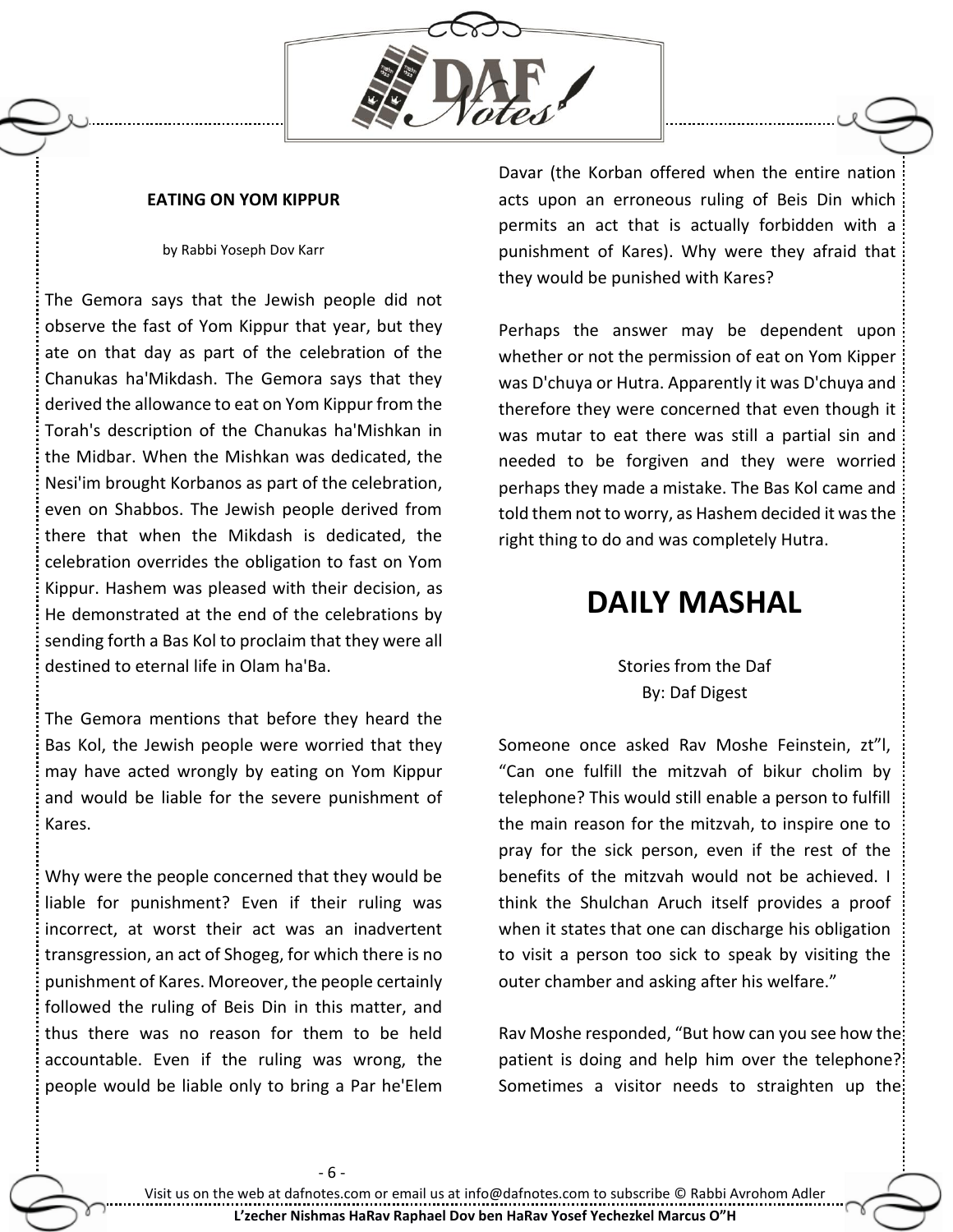### EATING ON YOM KIPPUR

by Rabbi Yoseph Dov Karr

The Gemora says that the Jewish people did not observe the fast of Yom Kippur that year, but they ate on that day as part of the celebration of the Chanukas ha'Mikdash. The Gemora says that they derived the allowance to eat on Yom Kippur from the Torah's description of the Chanukas ha'Mishkan in the Midbar. When the Mishkan was dedicated, the Nesi'im brought Korbanos as part of the celebration, even on Shabbos. The Jewish people derived from there that when the Mikdash is dedicated, the celebration overrides the obligation to fast on Yom Kippur. Hashem was pleased with their decision, as He demonstrated at the end of the celebrations by sending forth a Bas Kol to proclaim that they were all destined to eternal life in Olam ha'Ba.

The Gemora mentions that before they heard the Bas Kol, the Jewish people were worried that they may have acted wrongly by eating on Yom Kippur and would be liable for the severe punishment of Kares.

Why were the people concerned that they would be liable for punishment? Even if their ruling was incorrect, at worst their act was an inadvertent transgression, an act of Shogeg, for which there is no punishment of Kares. Moreover, the people certainly followed the ruling of Beis Din in this matter, and thus there was no reason for them to be held accountable. Even if the ruling was wrong, the people would be liable only to bring a Par he'Elem Davar (the Korban offered when the entire nation acts upon an erroneous ruling of Beis Din which permits an act that is actually forbidden with a punishment of Kares). Why were they afraid that they would be punished with Kares?

Perhaps the answer may be dependent upon whether or not the permission of eat on Yom Kipper was D'chuya or Hutra. Apparently it was D'chuya and therefore they were concerned that even though it was mutar to eat there was still a partial sin and needed to be forgiven and they were worried perhaps they made a mistake. The Bas Kol came and told them not to worry, as Hashem decided it was the right thing to do and was completely Hutra.

## DAILY MASHAL

Stories from the Daf
By: Daf Digest

Someone once asked Rav Moshe Feinstein, zt"l, "Can one fulfill the mitzvah of bikur cholim by telephone? This would still enable a person to fulfill the main reason for the mitzvah, to inspire one to pray for the sick person, even if the rest of the benefits of the mitzvah would not be achieved. I think the Shulchan Aruch itself provides a proof when it states that one can discharge his obligation to visit a person too sick to speak by visiting the outer chamber and asking after his welfare."

Rav Moshe responded, "But how can you see how the patient is doing and help him over the telephone? Sometimes a visitor needs to straighten up the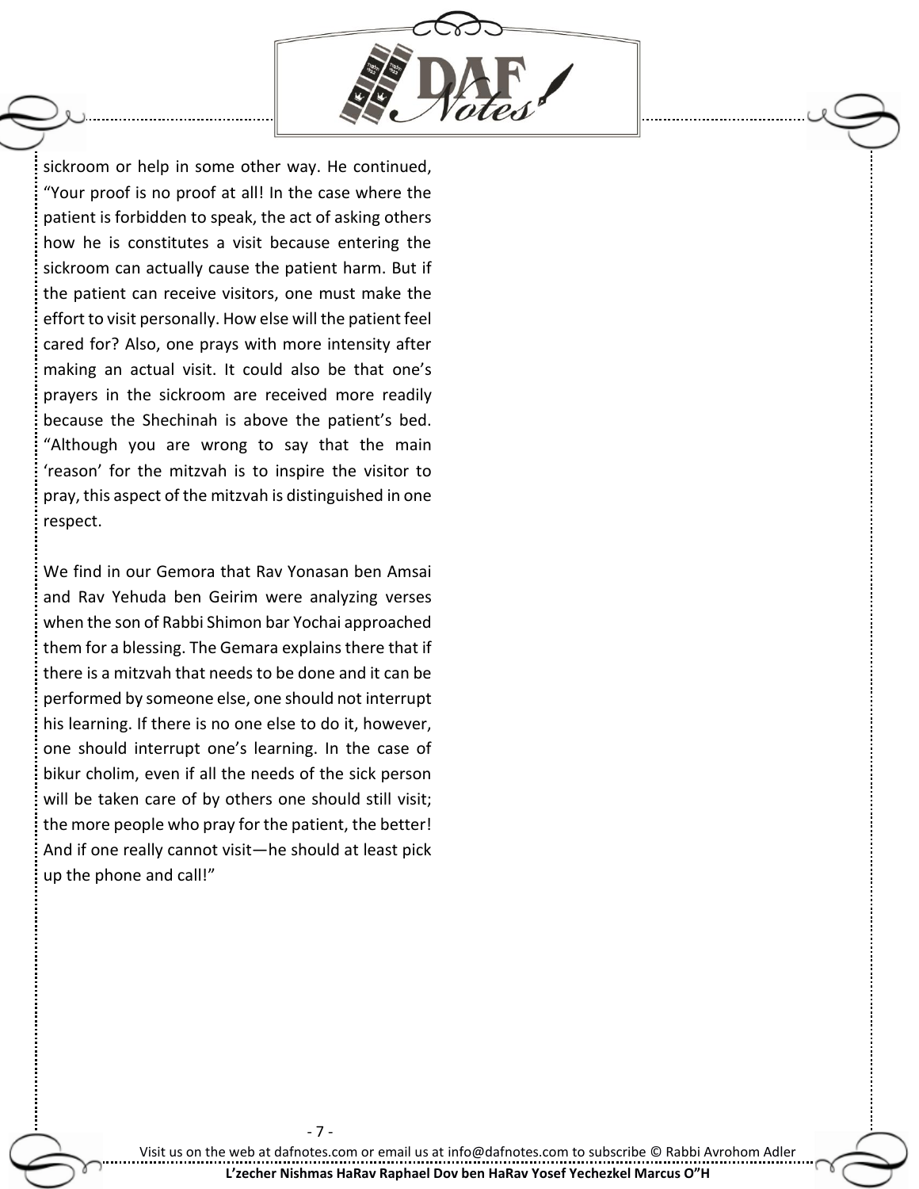sickroom or help in some other way. He continued, "Your proof is no proof at all! In the case where the patient is forbidden to speak, the act of asking others how he is constitutes a visit because entering the sickroom can actually cause the patient harm. But if the patient can receive visitors, one must make the effort to visit personally. How else will the patient feel cared for? Also, one prays with more intensity after making an actual visit. It could also be that one's prayers in the sickroom are received more readily because the Shechinah is above the patient's bed. "Although you are wrong to say that the main 'reason' for the mitzvah is to inspire the visitor to pray, this aspect of the mitzvah is distinguished in one respect.

We find in our Gemora that Rav Yonasan ben Amsai and Rav Yehuda ben Geirim were analyzing verses when the son of Rabbi Shimon bar Yochai approached them for a blessing. The Gemara explains there that if there is a mitzvah that needs to be done and it can be performed by someone else, one should not interrupt his learning. If there is no one else to do it, however, one should interrupt one's learning. In the case of bikur cholim, even if all the needs of the sick person will be taken care of by others one should still visit; the more people who pray for the patient, the better! And if one really cannot visit—he should at least pick up the phone and call!"